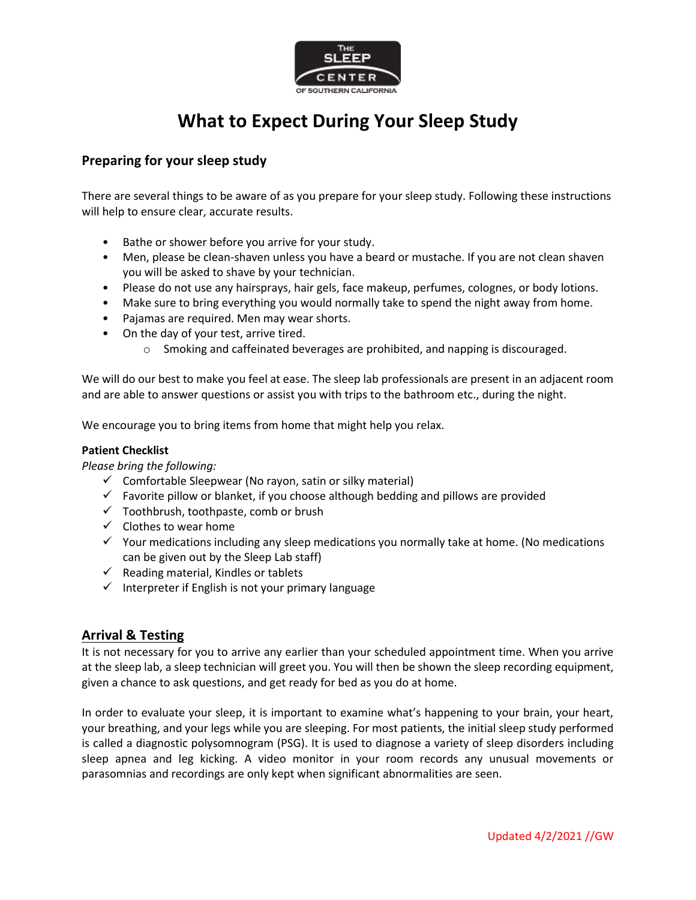# What to Expect During Your Sleep Study

## Preparing for your sleep study

There are several things to be aware of as you prepare for your sleep study. Following these instructions will help to ensure clear, accurate results.

- Bathe or shower before you arrive for your study.
- Men, please be clean-shaven unless you have a beard or mustache. If you are not clean shaven you will be asked to shave by your technician.
- Please do not use any hairsprays, hair gels, face makeup, perfumes, colognes, or body lotions.
- Make sure to bring everything you would normally take to spend the night away from home.
- Pajamas are required. Men may wear shorts.
- On the day of your test, arrive tired.
  - Smoking and caffeinated beverages are prohibited, and napping is discouraged.

We will do our best to make you feel at ease. The sleep lab professionals are present in an adjacent room and are able to answer questions or assist you with trips to the bathroom etc., during the night.

We encourage you to bring items from home that might help you relax.

**Patient Checklist**

*Please bring the following:*

- ✓ Comfortable Sleepwear (No rayon, satin or silky material)
- ✓ Favorite pillow or blanket, if you choose although bedding and pillows are provided
- ✓ Toothbrush, toothpaste, comb or brush
- ✓ Clothes to wear home
- ✓ Your medications including any sleep medications you normally take at home. (No medications can be given out by the Sleep Lab staff)
- ✓ Reading material, Kindles or tablets
- ✓ Interpreter if English is not your primary language

## Arrival & Testing

It is not necessary for you to arrive any earlier than your scheduled appointment time. When you arrive at the sleep lab, a sleep technician will greet you. You will then be shown the sleep recording equipment, given a chance to ask questions, and get ready for bed as you do at home.

In order to evaluate your sleep, it is important to examine what's happening to your brain, your heart, your breathing, and your legs while you are sleeping. For most patients, the initial sleep study performed is called a diagnostic polysomnogram (PSG). It is used to diagnose a variety of sleep disorders including sleep apnea and leg kicking. A video monitor in your room records any unusual movements or parasomnias and recordings are only kept when significant abnormalities are seen.

Updated 4/2/2021 //GW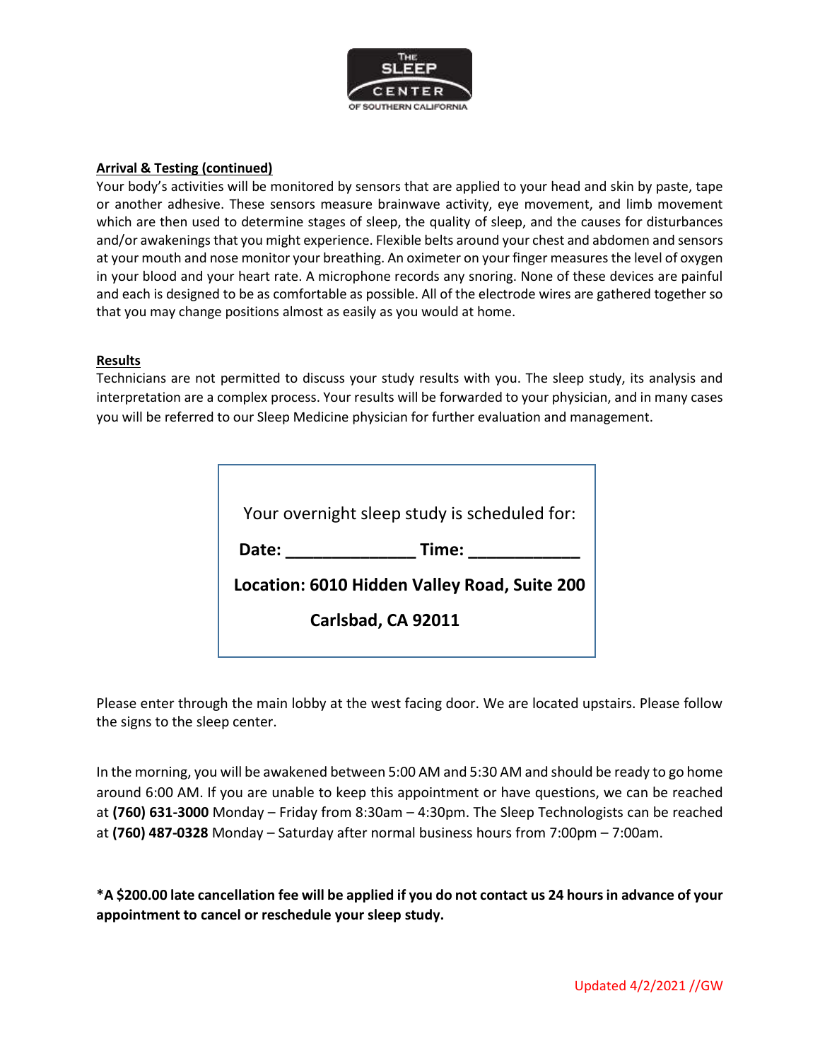**Arrival & Testing (continued)**

Your body's activities will be monitored by sensors that are applied to your head and skin by paste, tape or another adhesive. These sensors measure brainwave activity, eye movement, and limb movement which are then used to determine stages of sleep, the quality of sleep, and the causes for disturbances and/or awakenings that you might experience. Flexible belts around your chest and abdomen and sensors at your mouth and nose monitor your breathing. An oximeter on your finger measures the level of oxygen in your blood and your heart rate. A microphone records any snoring. None of these devices are painful and each is designed to be as comfortable as possible. All of the electrode wires are gathered together so that you may change positions almost as easily as you would at home.

**Results**

Technicians are not permitted to discuss your study results with you. The sleep study, its analysis and interpretation are a complex process. Your results will be forwarded to your physician, and in many cases you will be referred to our Sleep Medicine physician for further evaluation and management.

Your overnight sleep study is scheduled for:

**Date: ______________ Time: ____________**

**Location: 6010 Hidden Valley Road, Suite 200**

**Carlsbad, CA 92011**

Please enter through the main lobby at the west facing door. We are located upstairs. Please follow the signs to the sleep center.

In the morning, you will be awakened between 5:00 AM and 5:30 AM and should be ready to go home around 6:00 AM. If you are unable to keep this appointment or have questions, we can be reached at **(760) 631-3000** Monday – Friday from 8:30am – 4:30pm. The Sleep Technologists can be reached at **(760) 487-0328** Monday – Saturday after normal business hours from 7:00pm – 7:00am.

**\*A $200.00 late cancellation fee will be applied if you do not contact us 24 hours in advance of your appointment to cancel or reschedule your sleep study.**

Updated 4/2/2021 //GW